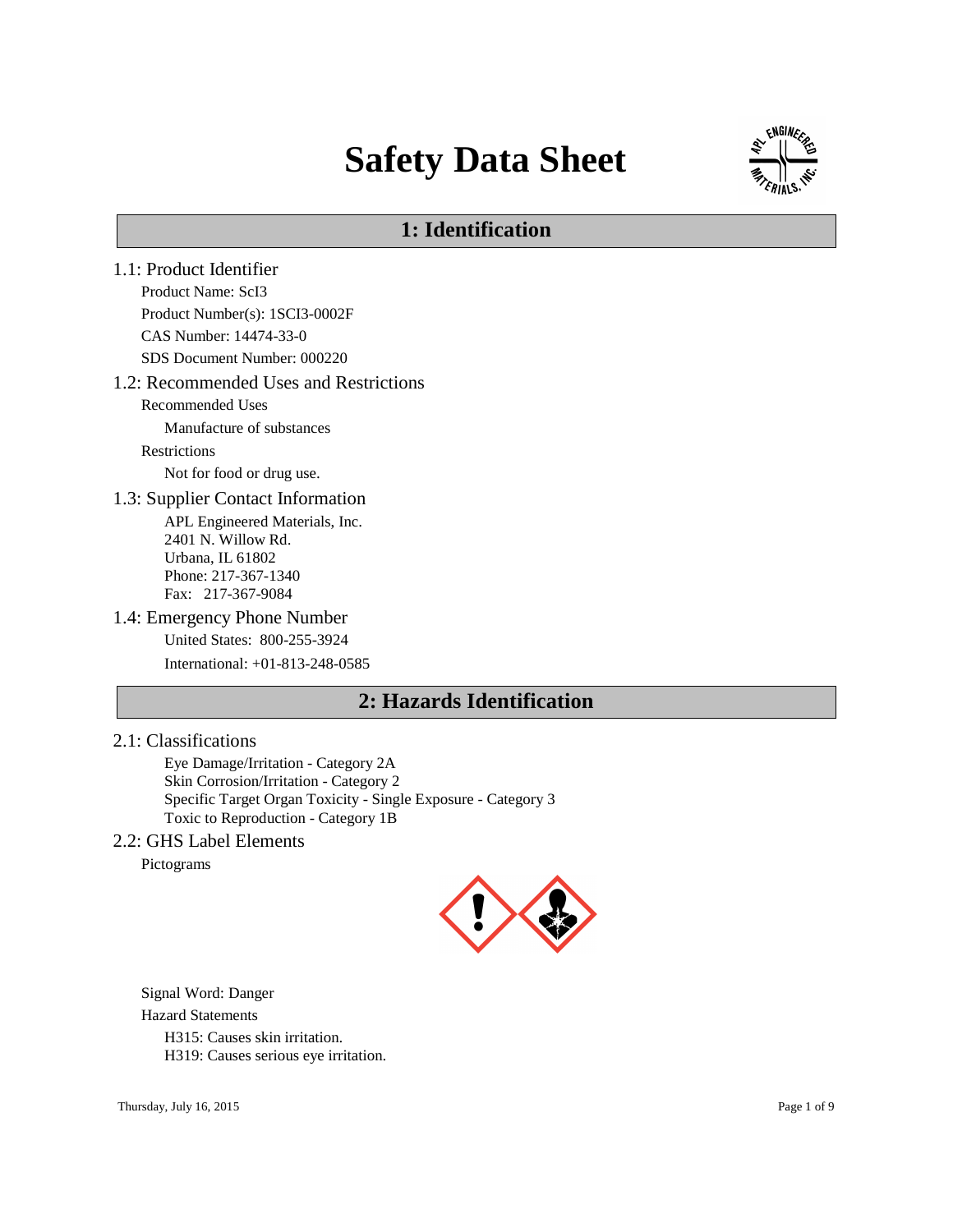# Safety Data Sheet

## 1: Identification

### 1.1: Product Identifier

Product Name: ScI3

Product Number(s): 1SCI3-0002F

CAS Number: 14474-33-0

SDS Document Number: 000220

### 1.2: Recommended Uses and Restrictions

Recommended Uses

Manufacture of substances

Restrictions

Not for food or drug use.

### 1.3: Supplier Contact Information

APL Engineered Materials, Inc.
2401 N. Willow Rd.
Urbana, IL 61802
Phone: 217-367-1340
Fax: 217-367-9084

### 1.4: Emergency Phone Number

United States: 800-255-3924

International: +01-813-248-0585

## 2: Hazards Identification

### 2.1: Classifications

Eye Damage/Irritation - Category 2A
Skin Corrosion/Irritation - Category 2
Specific Target Organ Toxicity - Single Exposure - Category 3
Toxic to Reproduction - Category 1B

### 2.2: GHS Label Elements

Pictograms

Signal Word: Danger

Hazard Statements

H315: Causes skin irritation.
H319: Causes serious eye irritation.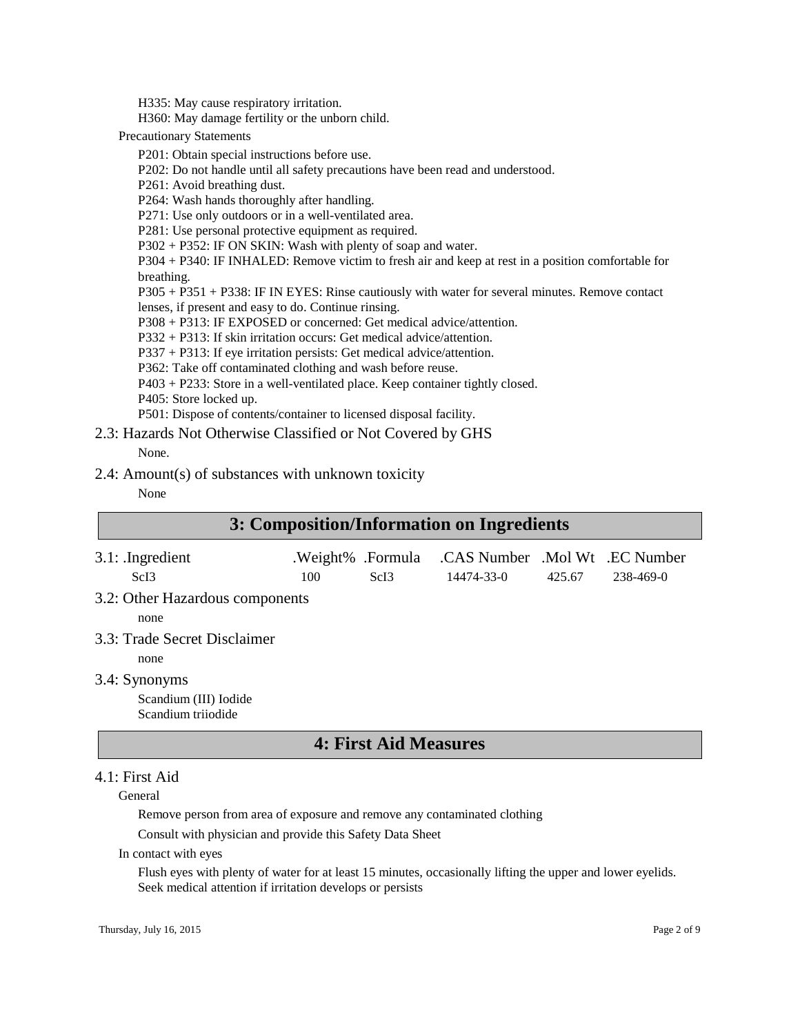H335: May cause respiratory irritation.

H360: May damage fertility or the unborn child.

Precautionary Statements

P201: Obtain special instructions before use.

P202: Do not handle until all safety precautions have been read and understood.

P261: Avoid breathing dust.

P264: Wash hands thoroughly after handling.

P271: Use only outdoors or in a well-ventilated area.

P281: Use personal protective equipment as required.

P302 + P352: IF ON SKIN: Wash with plenty of soap and water.

P304 + P340: IF INHALED: Remove victim to fresh air and keep at rest in a position comfortable for breathing.

P305 + P351 + P338: IF IN EYES: Rinse cautiously with water for several minutes. Remove contact lenses, if present and easy to do. Continue rinsing.

P308 + P313: IF EXPOSED or concerned: Get medical advice/attention.

P332 + P313: If skin irritation occurs: Get medical advice/attention.

P337 + P313: If eye irritation persists: Get medical advice/attention.

P362: Take off contaminated clothing and wash before reuse.

P403 + P233: Store in a well-ventilated place. Keep container tightly closed.

P405: Store locked up.

P501: Dispose of contents/container to licensed disposal facility.

### 2.3: Hazards Not Otherwise Classified or Not Covered by GHS

None.

### 2.4: Amount(s) of substances with unknown toxicity

None

## 3: Composition/Information on Ingredients

| 3.1: .Ingredient | .Weight% | .Formula | .CAS Number | .Mol Wt | .EC Number |
|---|---|---|---|---|---|
| ScI3 | 100 | ScI3 | 14474-33-0 | 425.67 | 238-469-0 |

### 3.2: Other Hazardous components

none

### 3.3: Trade Secret Disclaimer

none

### 3.4: Synonyms

Scandium (III) Iodide
Scandium triiodide

## 4: First Aid Measures

### 4.1: First Aid

General

Remove person from area of exposure and remove any contaminated clothing

Consult with physician and provide this Safety Data Sheet

In contact with eyes

Flush eyes with plenty of water for at least 15 minutes, occasionally lifting the upper and lower eyelids. Seek medical attention if irritation develops or persists

Thursday, July 16, 2015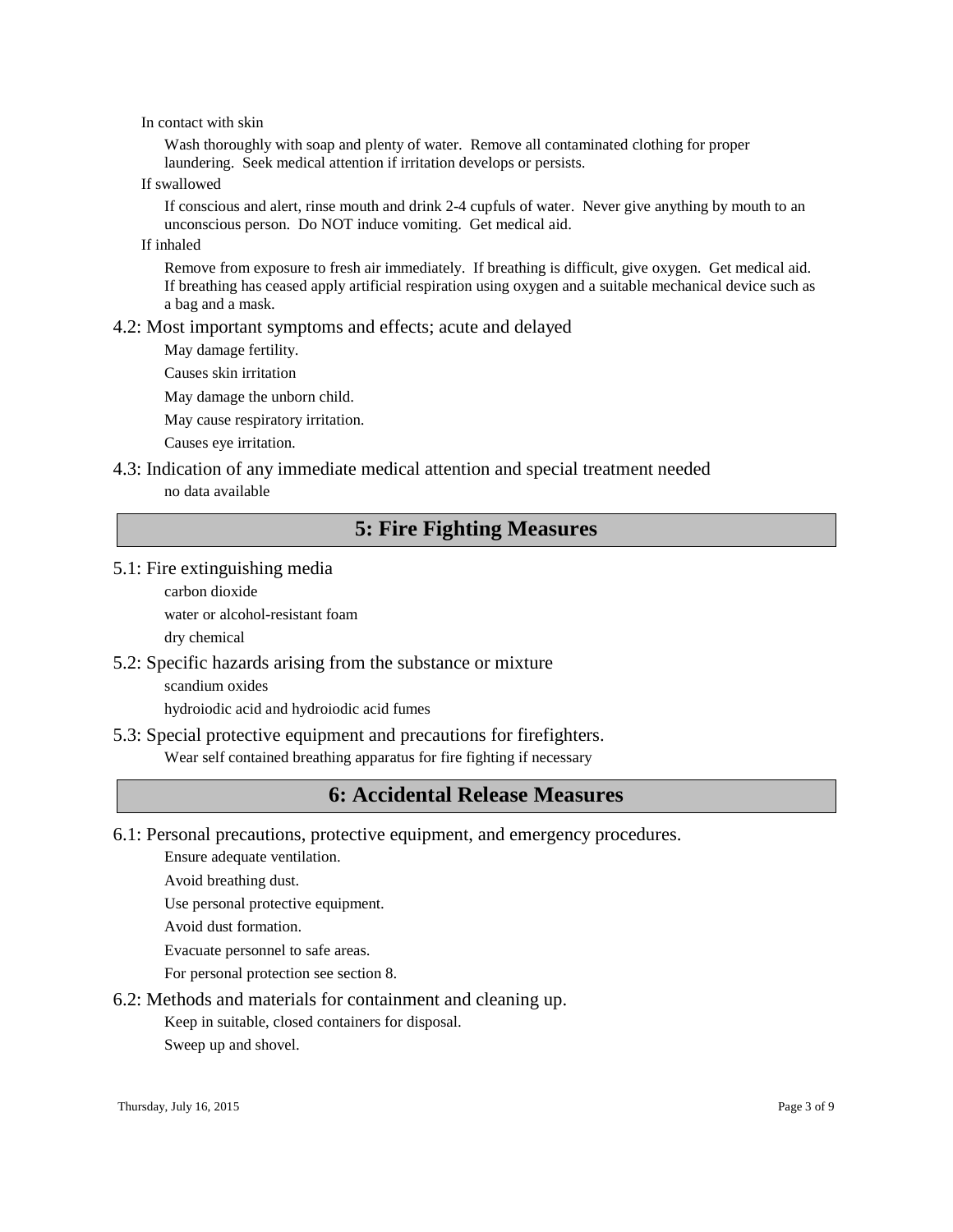In contact with skin

Wash thoroughly with soap and plenty of water. Remove all contaminated clothing for proper laundering. Seek medical attention if irritation develops or persists.

If swallowed

If conscious and alert, rinse mouth and drink 2-4 cupfuls of water. Never give anything by mouth to an unconscious person. Do NOT induce vomiting. Get medical aid.

If inhaled

Remove from exposure to fresh air immediately. If breathing is difficult, give oxygen. Get medical aid. If breathing has ceased apply artificial respiration using oxygen and a suitable mechanical device such as a bag and a mask.

### 4.2: Most important symptoms and effects; acute and delayed

May damage fertility.

Causes skin irritation

May damage the unborn child.

May cause respiratory irritation.

Causes eye irritation.

### 4.3: Indication of any immediate medical attention and special treatment needed

no data available

## 5: Fire Fighting Measures

### 5.1: Fire extinguishing media

carbon dioxide

water or alcohol-resistant foam

dry chemical

### 5.2: Specific hazards arising from the substance or mixture

scandium oxides

hydroiodic acid and hydroiodic acid fumes

### 5.3: Special protective equipment and precautions for firefighters.

Wear self contained breathing apparatus for fire fighting if necessary

## 6: Accidental Release Measures

### 6.1: Personal precautions, protective equipment, and emergency procedures.

Ensure adequate ventilation.

Avoid breathing dust.

Use personal protective equipment.

Avoid dust formation.

Evacuate personnel to safe areas.

For personal protection see section 8.

### 6.2: Methods and materials for containment and cleaning up.

Keep in suitable, closed containers for disposal.

Sweep up and shovel.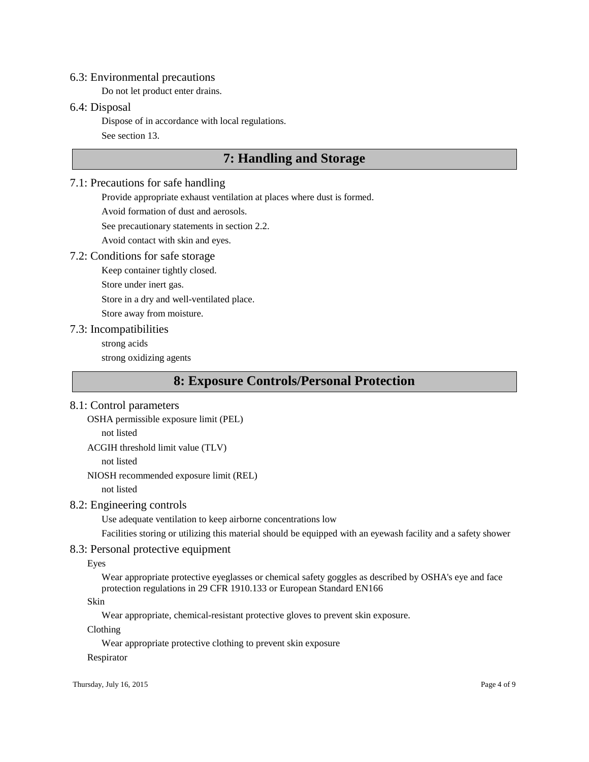### 6.3: Environmental precautions

Do not let product enter drains.

### 6.4: Disposal

Dispose of in accordance with local regulations.

See section 13.

## 7: Handling and Storage

### 7.1: Precautions for safe handling

Provide appropriate exhaust ventilation at places where dust is formed.

Avoid formation of dust and aerosols.

See precautionary statements in section 2.2.

Avoid contact with skin and eyes.

### 7.2: Conditions for safe storage

Keep container tightly closed.

Store under inert gas.

Store in a dry and well-ventilated place.

Store away from moisture.

### 7.3: Incompatibilities

strong acids

strong oxidizing agents

## 8: Exposure Controls/Personal Protection

### 8.1: Control parameters

OSHA permissible exposure limit (PEL)

not listed

ACGIH threshold limit value (TLV)

not listed

NIOSH recommended exposure limit (REL)

not listed

### 8.2: Engineering controls

Use adequate ventilation to keep airborne concentrations low

Facilities storing or utilizing this material should be equipped with an eyewash facility and a safety shower

### 8.3: Personal protective equipment

Eyes

Wear appropriate protective eyeglasses or chemical safety goggles as described by OSHA's eye and face protection regulations in 29 CFR 1910.133 or European Standard EN166

Skin

Wear appropriate, chemical-resistant protective gloves to prevent skin exposure.

Clothing

Wear appropriate protective clothing to prevent skin exposure

Respirator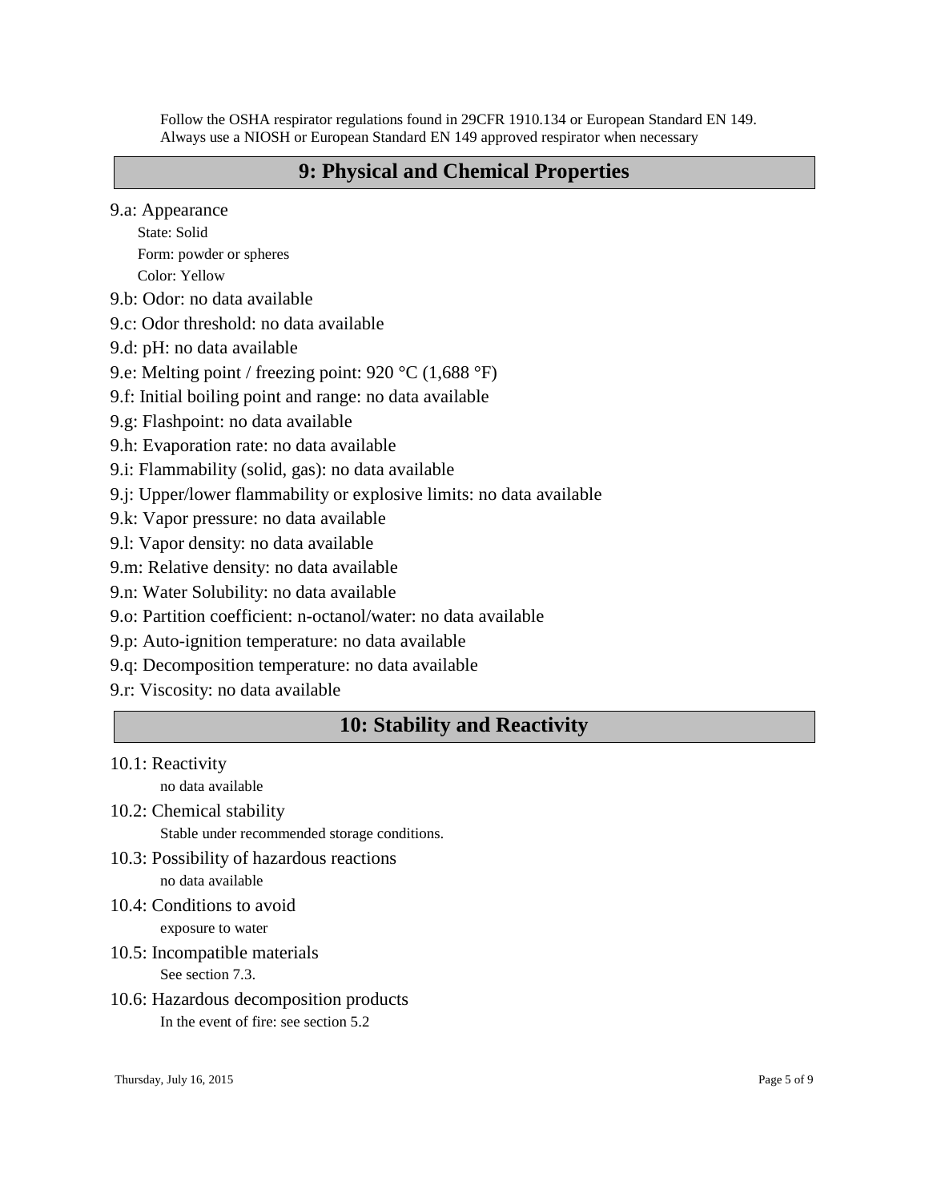Follow the OSHA respirator regulations found in 29CFR 1910.134 or European Standard EN 149. Always use a NIOSH or European Standard EN 149 approved respirator when necessary

## 9: Physical and Chemical Properties

9.a: Appearance

- State: Solid
- Form: powder or spheres
- Color: Yellow

9.b: Odor: no data available

9.c: Odor threshold: no data available

9.d: pH: no data available

9.e: Melting point / freezing point: 920 °C (1,688 °F)

9.f: Initial boiling point and range: no data available

9.g: Flashpoint: no data available

9.h: Evaporation rate: no data available

9.i: Flammability (solid, gas): no data available

9.j: Upper/lower flammability or explosive limits: no data available

9.k: Vapor pressure: no data available

9.l: Vapor density: no data available

9.m: Relative density: no data available

9.n: Water Solubility: no data available

9.o: Partition coefficient: n-octanol/water: no data available

9.p: Auto-ignition temperature: no data available

9.q: Decomposition temperature: no data available

9.r: Viscosity: no data available

## 10: Stability and Reactivity

10.1: Reactivity

no data available

10.2: Chemical stability

Stable under recommended storage conditions.

10.3: Possibility of hazardous reactions

no data available

10.4: Conditions to avoid

exposure to water

10.5: Incompatible materials

See section 7.3.

10.6: Hazardous decomposition products

In the event of fire: see section 5.2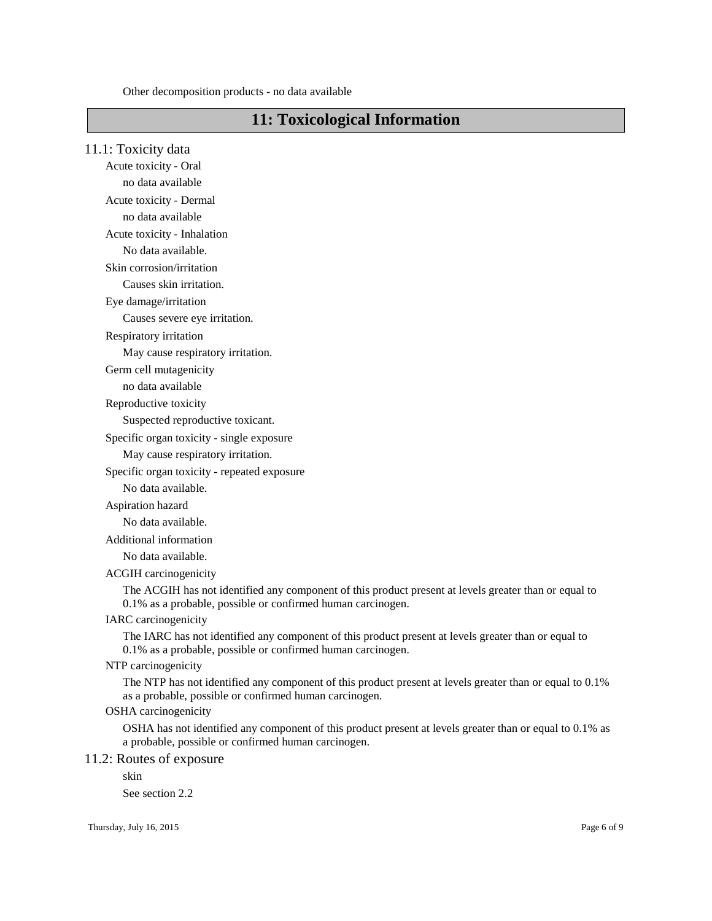Other decomposition products - no data available

## 11: Toxicological Information

### 11.1: Toxicity data

Acute toxicity - Oral

no data available

Acute toxicity - Dermal

no data available

Acute toxicity - Inhalation

No data available.

Skin corrosion/irritation

Causes skin irritation.

Eye damage/irritation

Causes severe eye irritation.

Respiratory irritation

May cause respiratory irritation.

Germ cell mutagenicity

no data available

Reproductive toxicity

Suspected reproductive toxicant.

Specific organ toxicity - single exposure

May cause respiratory irritation.

Specific organ toxicity - repeated exposure

No data available.

Aspiration hazard

No data available.

Additional information

No data available.

ACGIH carcinogenicity

The ACGIH has not identified any component of this product present at levels greater than or equal to 0.1% as a probable, possible or confirmed human carcinogen.

IARC carcinogenicity

The IARC has not identified any component of this product present at levels greater than or equal to 0.1% as a probable, possible or confirmed human carcinogen.

NTP carcinogenicity

The NTP has not identified any component of this product present at levels greater than or equal to 0.1% as a probable, possible or confirmed human carcinogen.

OSHA carcinogenicity

OSHA has not identified any component of this product present at levels greater than or equal to 0.1% as a probable, possible or confirmed human carcinogen.

### 11.2: Routes of exposure

skin

See section 2.2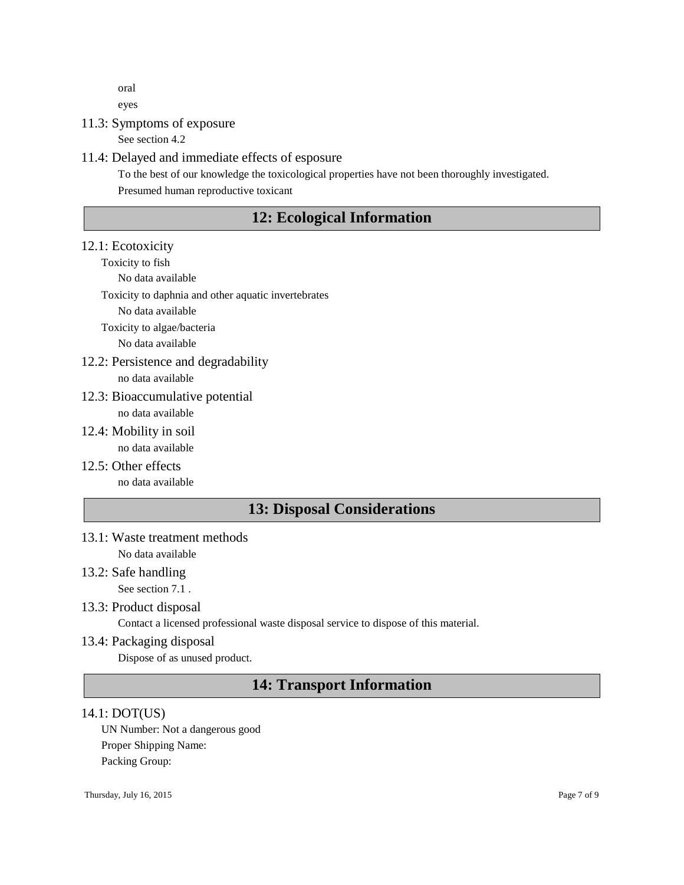oral

eyes

### 11.3: Symptoms of exposure

See section 4.2

### 11.4: Delayed and immediate effects of esposure

To the best of our knowledge the toxicological properties have not been thoroughly investigated.

Presumed human reproductive toxicant

## 12: Ecological Information

### 12.1: Ecotoxicity

Toxicity to fish

No data available

Toxicity to daphnia and other aquatic invertebrates

No data available

Toxicity to algae/bacteria

No data available

### 12.2: Persistence and degradability

no data available

### 12.3: Bioaccumulative potential

no data available

### 12.4: Mobility in soil

no data available

### 12.5: Other effects

no data available

## 13: Disposal Considerations

### 13.1: Waste treatment methods

No data available

### 13.2: Safe handling

See section 7.1 .

### 13.3: Product disposal

Contact a licensed professional waste disposal service to dispose of this material.

### 13.4: Packaging disposal

Dispose of as unused product.

## 14: Transport Information

### 14.1: DOT(US)

UN Number: Not a dangerous good

Proper Shipping Name:

Packing Group: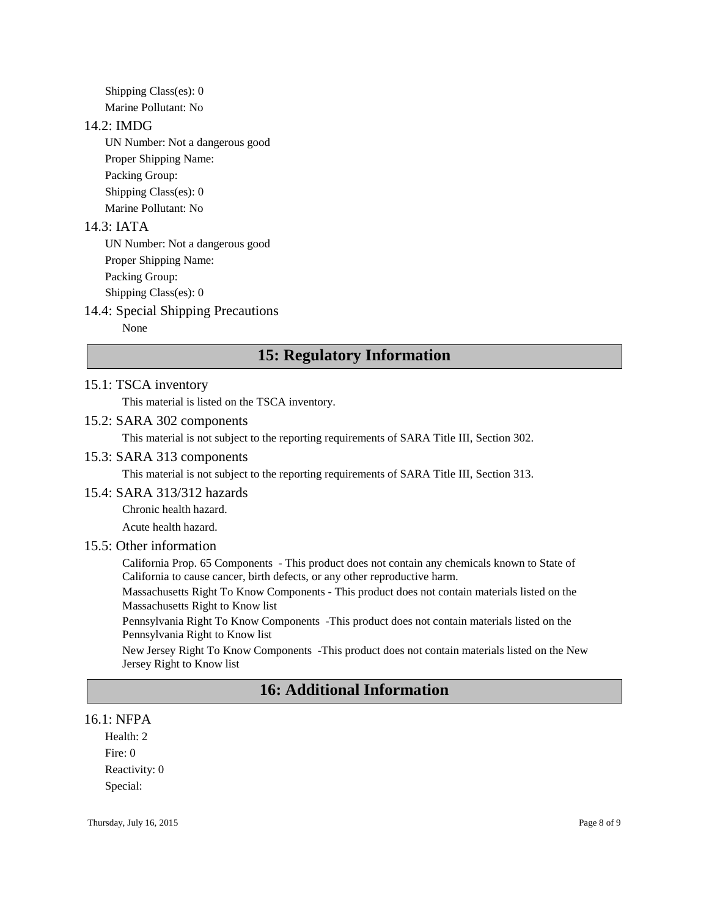Shipping Class(es): 0

Marine Pollutant: No

### 14.2: IMDG

UN Number: Not a dangerous good

Proper Shipping Name:

Packing Group:

Shipping Class(es): 0

Marine Pollutant: No

### 14.3: IATA

UN Number: Not a dangerous good

Proper Shipping Name:

Packing Group:

Shipping Class(es): 0

### 14.4: Special Shipping Precautions

None

## 15: Regulatory Information

### 15.1: TSCA inventory

This material is listed on the TSCA inventory.

### 15.2: SARA 302 components

This material is not subject to the reporting requirements of SARA Title III, Section 302.

### 15.3: SARA 313 components

This material is not subject to the reporting requirements of SARA Title III, Section 313.

### 15.4: SARA 313/312 hazards

Chronic health hazard.

Acute health hazard.

### 15.5: Other information

California Prop. 65 Components - This product does not contain any chemicals known to State of California to cause cancer, birth defects, or any other reproductive harm.

Massachusetts Right To Know Components - This product does not contain materials listed on the Massachusetts Right to Know list

Pennsylvania Right To Know Components -This product does not contain materials listed on the Pennsylvania Right to Know list

New Jersey Right To Know Components -This product does not contain materials listed on the New Jersey Right to Know list

## 16: Additional Information

### 16.1: NFPA

Health: 2

Fire: 0

Reactivity: 0

Special:

Thursday, July 16, 2015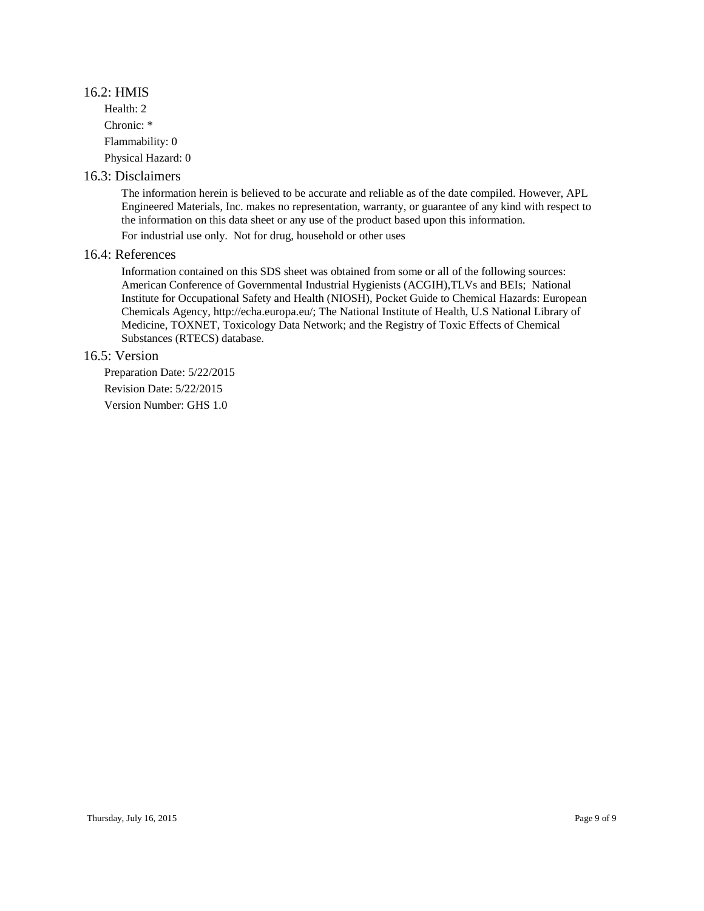## 16.2: HMIS

Health: 2

Chronic: *

Flammability: 0

Physical Hazard: 0

## 16.3: Disclaimers

The information herein is believed to be accurate and reliable as of the date compiled. However, APL Engineered Materials, Inc. makes no representation, warranty, or guarantee of any kind with respect to the information on this data sheet or any use of the product based upon this information.

For industrial use only. Not for drug, household or other uses

## 16.4: References

Information contained on this SDS sheet was obtained from some or all of the following sources: American Conference of Governmental Industrial Hygienists (ACGIH),TLVs and BEIs; National Institute for Occupational Safety and Health (NIOSH), Pocket Guide to Chemical Hazards: European Chemicals Agency, http://echa.europa.eu/; The National Institute of Health, U.S National Library of Medicine, TOXNET, Toxicology Data Network; and the Registry of Toxic Effects of Chemical Substances (RTECS) database.

## 16.5: Version

Preparation Date: 5/22/2015

Revision Date: 5/22/2015

Version Number: GHS 1.0